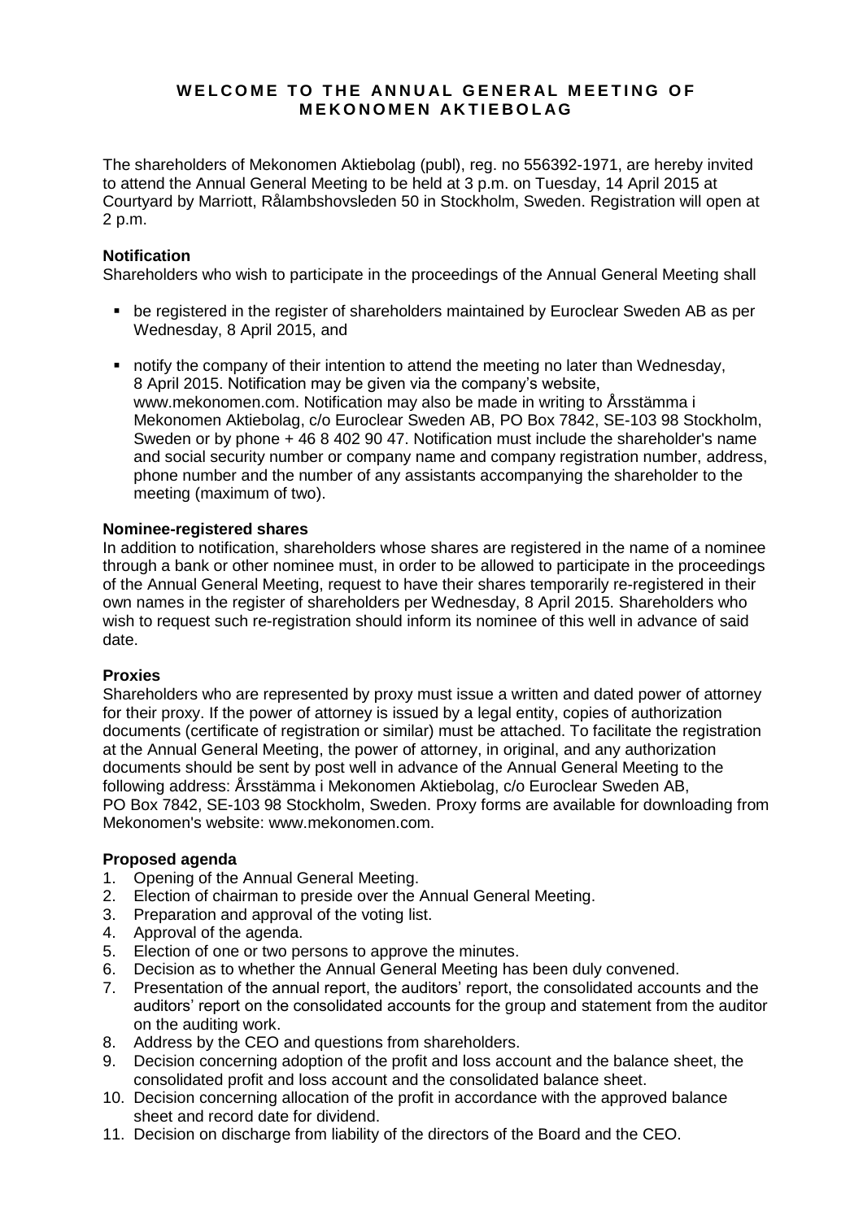# WELCOME TO THE ANNUAL GENERAL MEETING OF MEKONOMEN AKTIEBOLAG

The shareholders of Mekonomen Aktiebolag (publ), reg. no 556392-1971, are hereby invited to attend the Annual General Meeting to be held at 3 p.m. on Tuesday, 14 April 2015 at Courtyard by Marriott, Rålambshovsleden 50 in Stockholm, Sweden. Registration will open at 2 p.m.

**Notification**

Shareholders who wish to participate in the proceedings of the Annual General Meeting shall

- be registered in the register of shareholders maintained by Euroclear Sweden AB as per Wednesday, 8 April 2015, and
- notify the company of their intention to attend the meeting no later than Wednesday, 8 April 2015. Notification may be given via the company's website, www.mekonomen.com. Notification may also be made in writing to Årsstämma i Mekonomen Aktiebolag, c/o Euroclear Sweden AB, PO Box 7842, SE-103 98 Stockholm, Sweden or by phone + 46 8 402 90 47. Notification must include the shareholder's name and social security number or company name and company registration number, address, phone number and the number of any assistants accompanying the shareholder to the meeting (maximum of two).

**Nominee-registered shares**

In addition to notification, shareholders whose shares are registered in the name of a nominee through a bank or other nominee must, in order to be allowed to participate in the proceedings of the Annual General Meeting, request to have their shares temporarily re-registered in their own names in the register of shareholders per Wednesday, 8 April 2015. Shareholders who wish to request such re-registration should inform its nominee of this well in advance of said date.

**Proxies**

Shareholders who are represented by proxy must issue a written and dated power of attorney for their proxy. If the power of attorney is issued by a legal entity, copies of authorization documents (certificate of registration or similar) must be attached. To facilitate the registration at the Annual General Meeting, the power of attorney, in original, and any authorization documents should be sent by post well in advance of the Annual General Meeting to the following address: Årsstämma i Mekonomen Aktiebolag, c/o Euroclear Sweden AB, PO Box 7842, SE-103 98 Stockholm, Sweden. Proxy forms are available for downloading from Mekonomen's website: www.mekonomen.com.

**Proposed agenda**

1. Opening of the Annual General Meeting.
2. Election of chairman to preside over the Annual General Meeting.
3. Preparation and approval of the voting list.
4. Approval of the agenda.
5. Election of one or two persons to approve the minutes.
6. Decision as to whether the Annual General Meeting has been duly convened.
7. Presentation of the annual report, the auditors' report, the consolidated accounts and the auditors' report on the consolidated accounts for the group and statement from the auditor on the auditing work.
8. Address by the CEO and questions from shareholders.
9. Decision concerning adoption of the profit and loss account and the balance sheet, the consolidated profit and loss account and the consolidated balance sheet.
10. Decision concerning allocation of the profit in accordance with the approved balance sheet and record date for dividend.
11. Decision on discharge from liability of the directors of the Board and the CEO.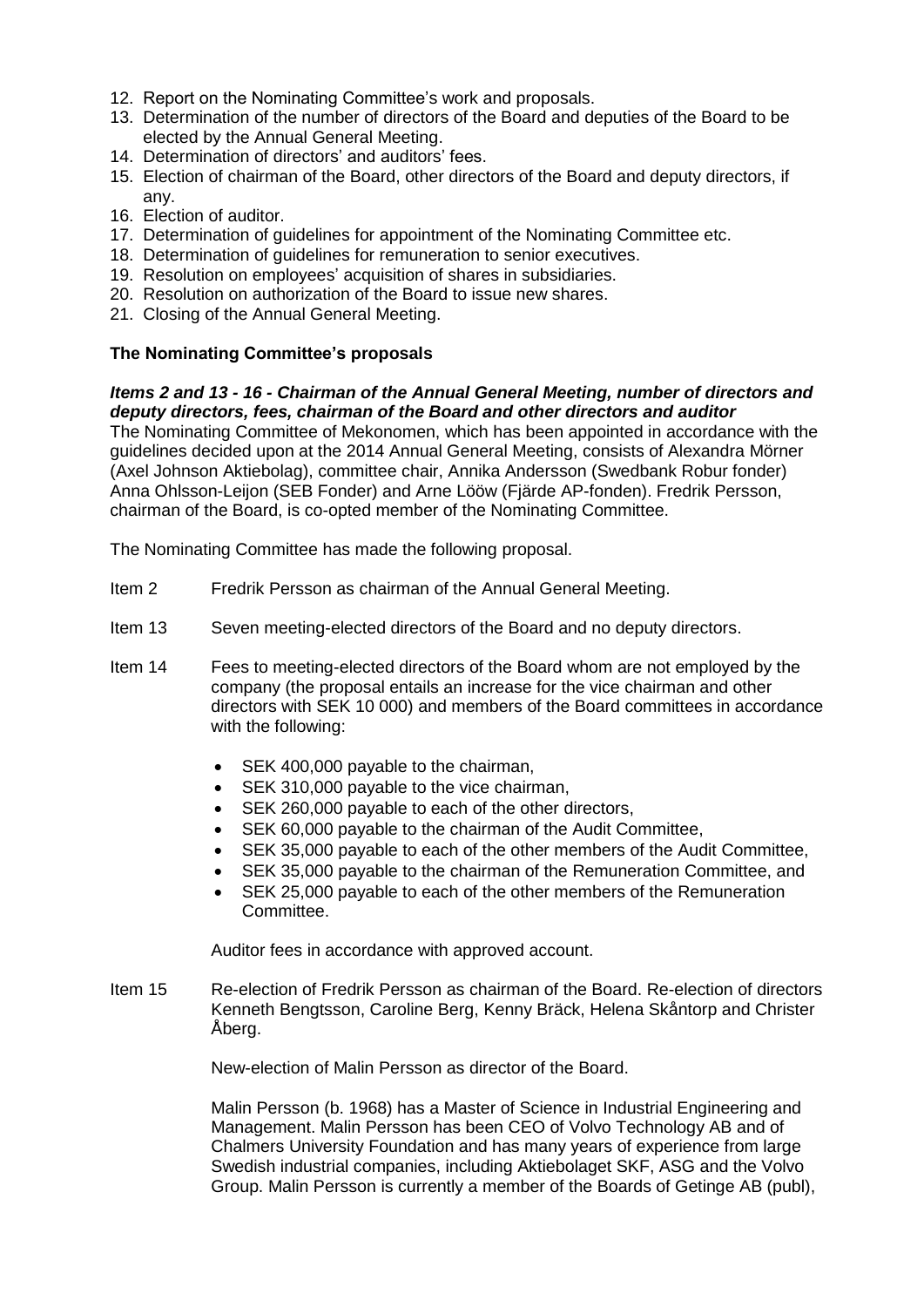12. Report on the Nominating Committee's work and proposals.
13. Determination of the number of directors of the Board and deputies of the Board to be elected by the Annual General Meeting.
14. Determination of directors' and auditors' fees.
15. Election of chairman of the Board, other directors of the Board and deputy directors, if any.
16. Election of auditor.
17. Determination of guidelines for appointment of the Nominating Committee etc.
18. Determination of guidelines for remuneration to senior executives.
19. Resolution on employees' acquisition of shares in subsidiaries.
20. Resolution on authorization of the Board to issue new shares.
21. Closing of the Annual General Meeting.

**The Nominating Committee's proposals**

***Items 2 and 13 - 16 - Chairman of the Annual General Meeting, number of directors and deputy directors, fees, chairman of the Board and other directors and auditor***

The Nominating Committee of Mekonomen, which has been appointed in accordance with the guidelines decided upon at the 2014 Annual General Meeting, consists of Alexandra Mörner (Axel Johnson Aktiebolag), committee chair, Annika Andersson (Swedbank Robur fonder) Anna Ohlsson-Leijon (SEB Fonder) and Arne Lööw (Fjärde AP-fonden). Fredrik Persson, chairman of the Board, is co-opted member of the Nominating Committee.

The Nominating Committee has made the following proposal.

Item 2 Fredrik Persson as chairman of the Annual General Meeting.

Item 13 Seven meeting-elected directors of the Board and no deputy directors.

Item 14 Fees to meeting-elected directors of the Board whom are not employed by the company (the proposal entails an increase for the vice chairman and other directors with SEK 10 000) and members of the Board committees in accordance with the following:

- SEK 400,000 payable to the chairman,
- SEK 310,000 payable to the vice chairman,
- SEK 260,000 payable to each of the other directors,
- SEK 60,000 payable to the chairman of the Audit Committee,
- SEK 35,000 payable to each of the other members of the Audit Committee,
- SEK 35,000 payable to the chairman of the Remuneration Committee, and
- SEK 25,000 payable to each of the other members of the Remuneration Committee.

Auditor fees in accordance with approved account.

Item 15 Re-election of Fredrik Persson as chairman of the Board. Re-election of directors Kenneth Bengtsson, Caroline Berg, Kenny Bräck, Helena Skåntorp and Christer Åberg.

New-election of Malin Persson as director of the Board.

Malin Persson (b. 1968) has a Master of Science in Industrial Engineering and Management. Malin Persson has been CEO of Volvo Technology AB and of Chalmers University Foundation and has many years of experience from large Swedish industrial companies, including Aktiebolaget SKF, ASG and the Volvo Group. Malin Persson is currently a member of the Boards of Getinge AB (publ),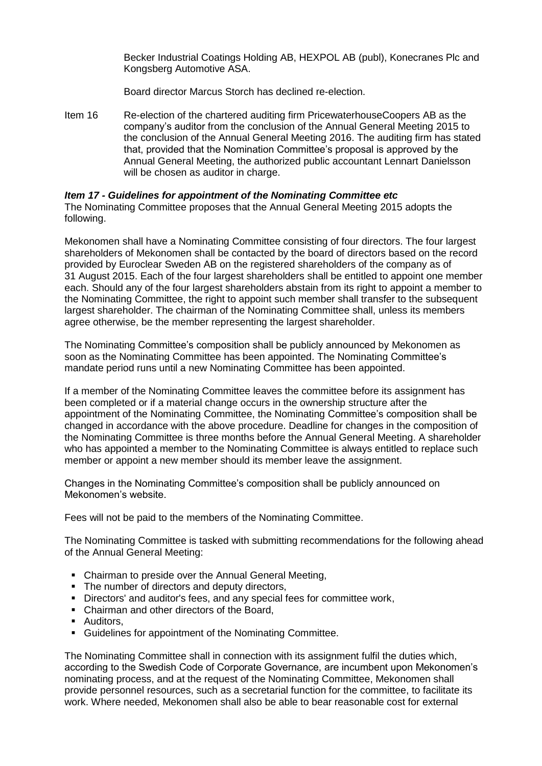Becker Industrial Coatings Holding AB, HEXPOL AB (publ), Konecranes Plc and Kongsberg Automotive ASA.

Board director Marcus Storch has declined re-election.

Item 16 Re-election of the chartered auditing firm PricewaterhouseCoopers AB as the company's auditor from the conclusion of the Annual General Meeting 2015 to the conclusion of the Annual General Meeting 2016. The auditing firm has stated that, provided that the Nomination Committee's proposal is approved by the Annual General Meeting, the authorized public accountant Lennart Danielsson will be chosen as auditor in charge.

***Item 17 - Guidelines for appointment of the Nominating Committee etc***

The Nominating Committee proposes that the Annual General Meeting 2015 adopts the following.

Mekonomen shall have a Nominating Committee consisting of four directors. The four largest shareholders of Mekonomen shall be contacted by the board of directors based on the record provided by Euroclear Sweden AB on the registered shareholders of the company as of 31 August 2015. Each of the four largest shareholders shall be entitled to appoint one member each. Should any of the four largest shareholders abstain from its right to appoint a member to the Nominating Committee, the right to appoint such member shall transfer to the subsequent largest shareholder. The chairman of the Nominating Committee shall, unless its members agree otherwise, be the member representing the largest shareholder.

The Nominating Committee's composition shall be publicly announced by Mekonomen as soon as the Nominating Committee has been appointed. The Nominating Committee's mandate period runs until a new Nominating Committee has been appointed.

If a member of the Nominating Committee leaves the committee before its assignment has been completed or if a material change occurs in the ownership structure after the appointment of the Nominating Committee, the Nominating Committee's composition shall be changed in accordance with the above procedure. Deadline for changes in the composition of the Nominating Committee is three months before the Annual General Meeting. A shareholder who has appointed a member to the Nominating Committee is always entitled to replace such member or appoint a new member should its member leave the assignment.

Changes in the Nominating Committee's composition shall be publicly announced on Mekonomen's website.

Fees will not be paid to the members of the Nominating Committee.

The Nominating Committee is tasked with submitting recommendations for the following ahead of the Annual General Meeting:

- Chairman to preside over the Annual General Meeting,
- The number of directors and deputy directors,
- Directors' and auditor's fees, and any special fees for committee work,
- Chairman and other directors of the Board,
- Auditors,
- Guidelines for appointment of the Nominating Committee.

The Nominating Committee shall in connection with its assignment fulfil the duties which, according to the Swedish Code of Corporate Governance, are incumbent upon Mekonomen's nominating process, and at the request of the Nominating Committee, Mekonomen shall provide personnel resources, such as a secretarial function for the committee, to facilitate its work. Where needed, Mekonomen shall also be able to bear reasonable cost for external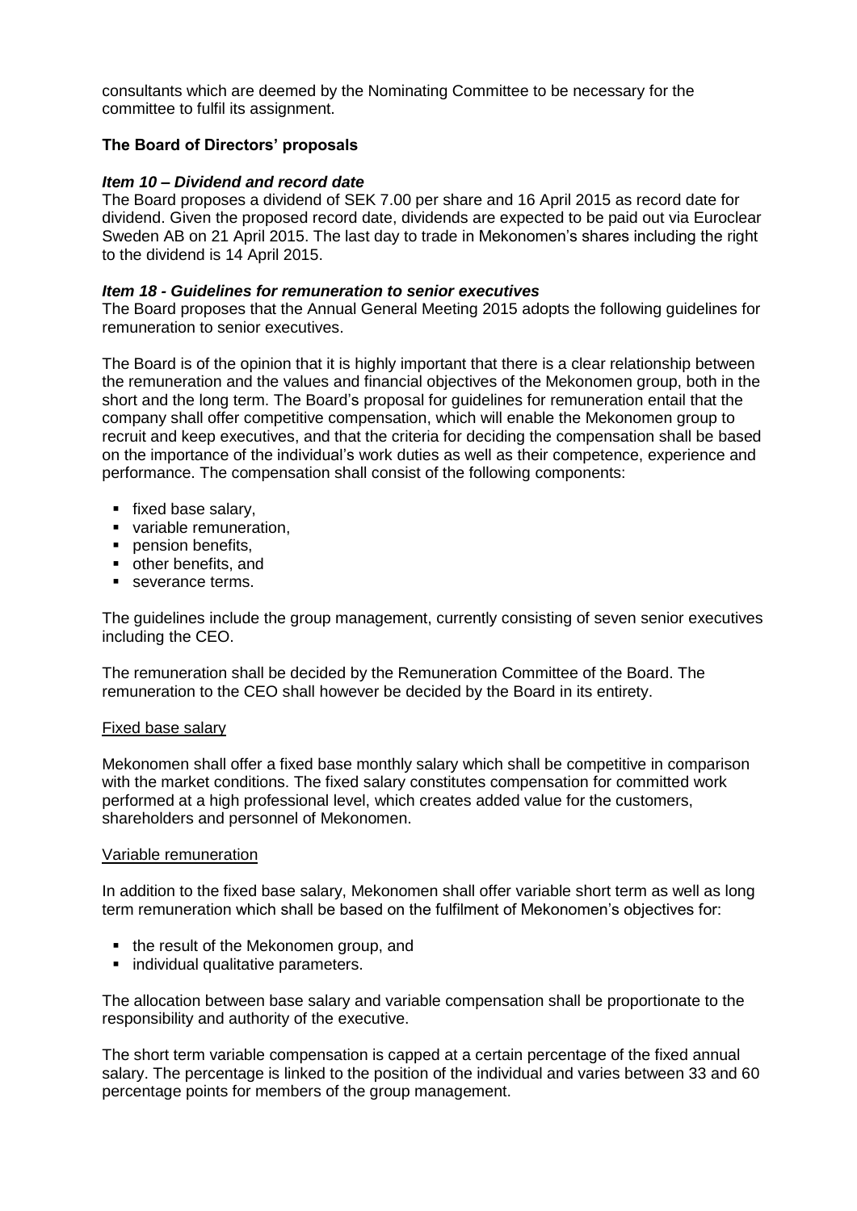consultants which are deemed by the Nominating Committee to be necessary for the committee to fulfil its assignment.

**The Board of Directors' proposals**

***Item 10 – Dividend and record date***

The Board proposes a dividend of SEK 7.00 per share and 16 April 2015 as record date for dividend. Given the proposed record date, dividends are expected to be paid out via Euroclear Sweden AB on 21 April 2015. The last day to trade in Mekonomen's shares including the right to the dividend is 14 April 2015.

***Item 18 - Guidelines for remuneration to senior executives***

The Board proposes that the Annual General Meeting 2015 adopts the following guidelines for remuneration to senior executives.

The Board is of the opinion that it is highly important that there is a clear relationship between the remuneration and the values and financial objectives of the Mekonomen group, both in the short and the long term. The Board's proposal for guidelines for remuneration entail that the company shall offer competitive compensation, which will enable the Mekonomen group to recruit and keep executives, and that the criteria for deciding the compensation shall be based on the importance of the individual's work duties as well as their competence, experience and performance. The compensation shall consist of the following components:

- fixed base salary,
- variable remuneration,
- pension benefits,
- other benefits, and
- severance terms.

The guidelines include the group management, currently consisting of seven senior executives including the CEO.

The remuneration shall be decided by the Remuneration Committee of the Board. The remuneration to the CEO shall however be decided by the Board in its entirety.

Fixed base salary

Mekonomen shall offer a fixed base monthly salary which shall be competitive in comparison with the market conditions. The fixed salary constitutes compensation for committed work performed at a high professional level, which creates added value for the customers, shareholders and personnel of Mekonomen.

Variable remuneration

In addition to the fixed base salary, Mekonomen shall offer variable short term as well as long term remuneration which shall be based on the fulfilment of Mekonomen's objectives for:

- the result of the Mekonomen group, and
- individual qualitative parameters.

The allocation between base salary and variable compensation shall be proportionate to the responsibility and authority of the executive.

The short term variable compensation is capped at a certain percentage of the fixed annual salary. The percentage is linked to the position of the individual and varies between 33 and 60 percentage points for members of the group management.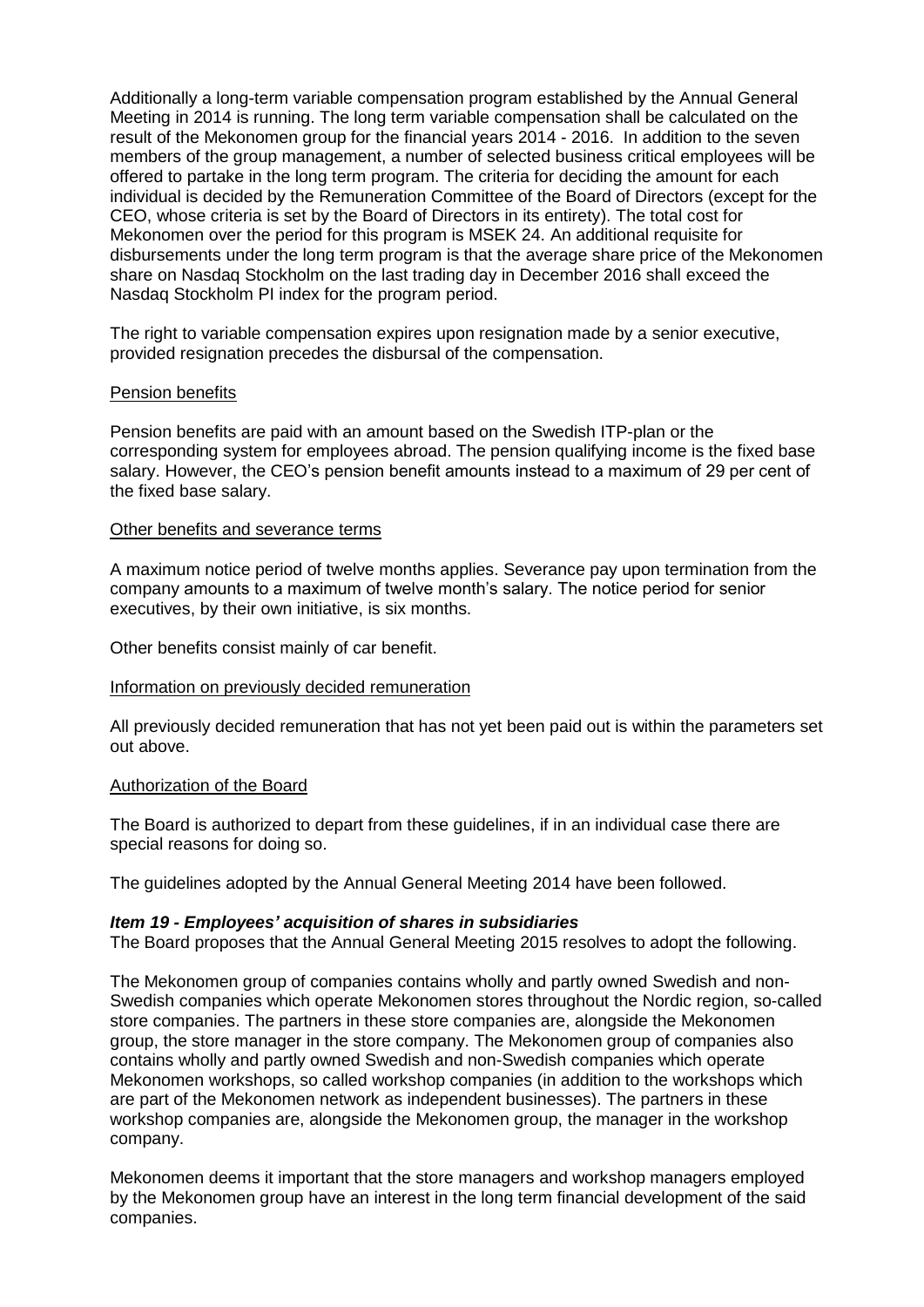Additionally a long-term variable compensation program established by the Annual General Meeting in 2014 is running. The long term variable compensation shall be calculated on the result of the Mekonomen group for the financial years 2014 - 2016. In addition to the seven members of the group management, a number of selected business critical employees will be offered to partake in the long term program. The criteria for deciding the amount for each individual is decided by the Remuneration Committee of the Board of Directors (except for the CEO, whose criteria is set by the Board of Directors in its entirety). The total cost for Mekonomen over the period for this program is MSEK 24. An additional requisite for disbursements under the long term program is that the average share price of the Mekonomen share on Nasdaq Stockholm on the last trading day in December 2016 shall exceed the Nasdaq Stockholm PI index for the program period.

The right to variable compensation expires upon resignation made by a senior executive, provided resignation precedes the disbursal of the compensation.

Pension benefits

Pension benefits are paid with an amount based on the Swedish ITP-plan or the corresponding system for employees abroad. The pension qualifying income is the fixed base salary. However, the CEO's pension benefit amounts instead to a maximum of 29 per cent of the fixed base salary.

Other benefits and severance terms

A maximum notice period of twelve months applies. Severance pay upon termination from the company amounts to a maximum of twelve month's salary. The notice period for senior executives, by their own initiative, is six months.

Other benefits consist mainly of car benefit.

Information on previously decided remuneration

All previously decided remuneration that has not yet been paid out is within the parameters set out above.

Authorization of the Board

The Board is authorized to depart from these guidelines, if in an individual case there are special reasons for doing so.

The guidelines adopted by the Annual General Meeting 2014 have been followed.

***Item 19 - Employees' acquisition of shares in subsidiaries***

The Board proposes that the Annual General Meeting 2015 resolves to adopt the following.

The Mekonomen group of companies contains wholly and partly owned Swedish and non-Swedish companies which operate Mekonomen stores throughout the Nordic region, so-called store companies. The partners in these store companies are, alongside the Mekonomen group, the store manager in the store company. The Mekonomen group of companies also contains wholly and partly owned Swedish and non-Swedish companies which operate Mekonomen workshops, so called workshop companies (in addition to the workshops which are part of the Mekonomen network as independent businesses). The partners in these workshop companies are, alongside the Mekonomen group, the manager in the workshop company.

Mekonomen deems it important that the store managers and workshop managers employed by the Mekonomen group have an interest in the long term financial development of the said companies.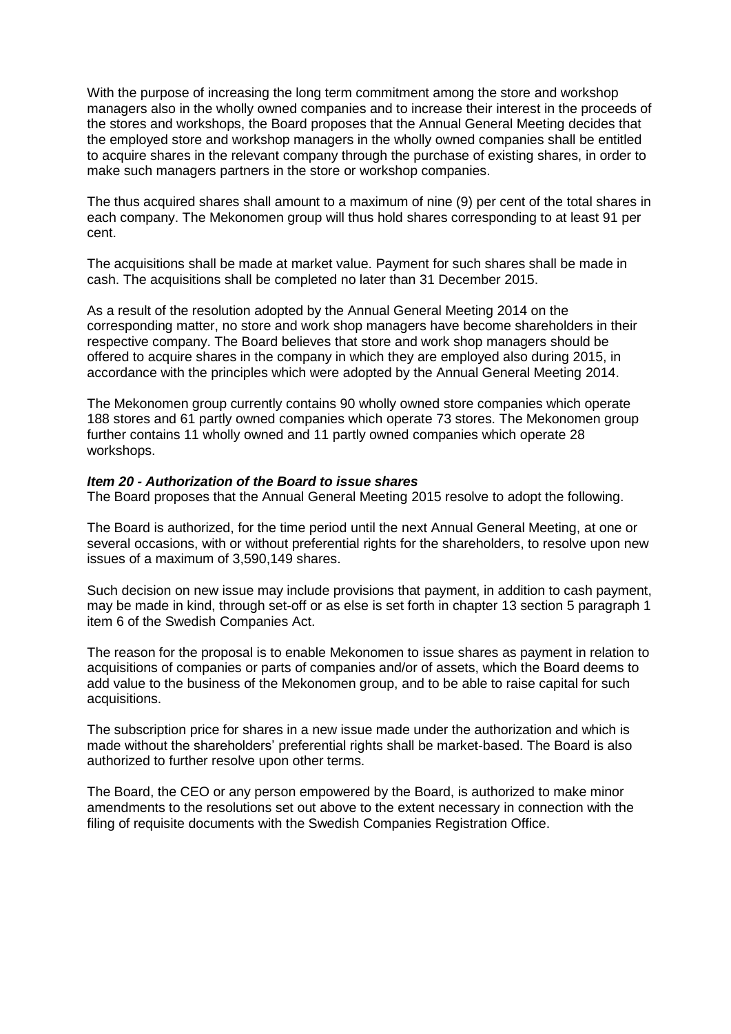With the purpose of increasing the long term commitment among the store and workshop managers also in the wholly owned companies and to increase their interest in the proceeds of the stores and workshops, the Board proposes that the Annual General Meeting decides that the employed store and workshop managers in the wholly owned companies shall be entitled to acquire shares in the relevant company through the purchase of existing shares, in order to make such managers partners in the store or workshop companies.

The thus acquired shares shall amount to a maximum of nine (9) per cent of the total shares in each company. The Mekonomen group will thus hold shares corresponding to at least 91 per cent.

The acquisitions shall be made at market value. Payment for such shares shall be made in cash. The acquisitions shall be completed no later than 31 December 2015.

As a result of the resolution adopted by the Annual General Meeting 2014 on the corresponding matter, no store and work shop managers have become shareholders in their respective company. The Board believes that store and work shop managers should be offered to acquire shares in the company in which they are employed also during 2015, in accordance with the principles which were adopted by the Annual General Meeting 2014.

The Mekonomen group currently contains 90 wholly owned store companies which operate 188 stores and 61 partly owned companies which operate 73 stores. The Mekonomen group further contains 11 wholly owned and 11 partly owned companies which operate 28 workshops.

***Item 20 - Authorization of the Board to issue shares***

The Board proposes that the Annual General Meeting 2015 resolve to adopt the following.

The Board is authorized, for the time period until the next Annual General Meeting, at one or several occasions, with or without preferential rights for the shareholders, to resolve upon new issues of a maximum of 3,590,149 shares.

Such decision on new issue may include provisions that payment, in addition to cash payment, may be made in kind, through set-off or as else is set forth in chapter 13 section 5 paragraph 1 item 6 of the Swedish Companies Act.

The reason for the proposal is to enable Mekonomen to issue shares as payment in relation to acquisitions of companies or parts of companies and/or of assets, which the Board deems to add value to the business of the Mekonomen group, and to be able to raise capital for such acquisitions.

The subscription price for shares in a new issue made under the authorization and which is made without the shareholders' preferential rights shall be market-based. The Board is also authorized to further resolve upon other terms.

The Board, the CEO or any person empowered by the Board, is authorized to make minor amendments to the resolutions set out above to the extent necessary in connection with the filing of requisite documents with the Swedish Companies Registration Office.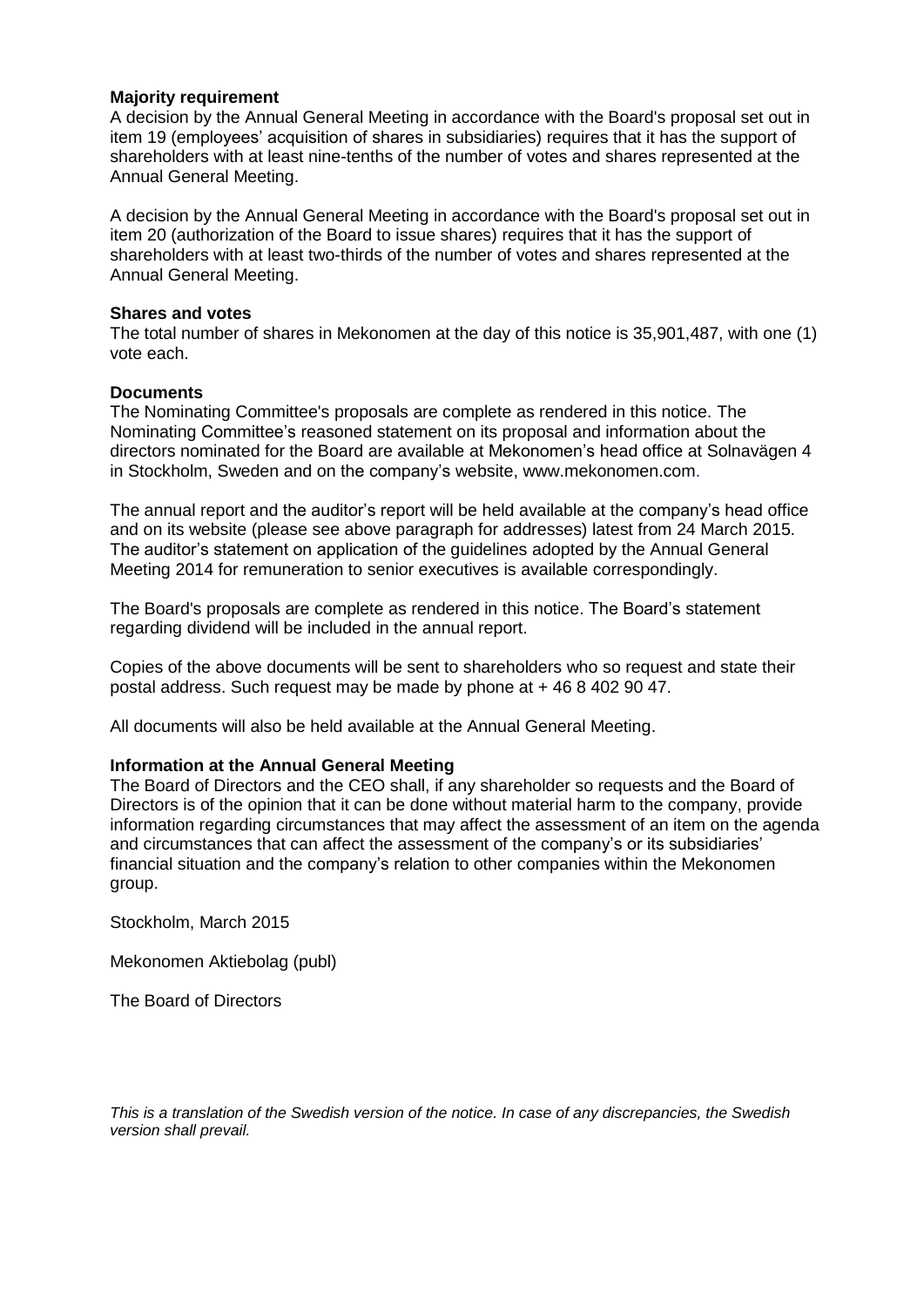**Majority requirement**

A decision by the Annual General Meeting in accordance with the Board's proposal set out in item 19 (employees' acquisition of shares in subsidiaries) requires that it has the support of shareholders with at least nine-tenths of the number of votes and shares represented at the Annual General Meeting.

A decision by the Annual General Meeting in accordance with the Board's proposal set out in item 20 (authorization of the Board to issue shares) requires that it has the support of shareholders with at least two-thirds of the number of votes and shares represented at the Annual General Meeting.

**Shares and votes**

The total number of shares in Mekonomen at the day of this notice is 35,901,487, with one (1) vote each.

**Documents**

The Nominating Committee's proposals are complete as rendered in this notice. The Nominating Committee's reasoned statement on its proposal and information about the directors nominated for the Board are available at Mekonomen's head office at Solnavägen 4 in Stockholm, Sweden and on the company's website, www.mekonomen.com.

The annual report and the auditor's report will be held available at the company's head office and on its website (please see above paragraph for addresses) latest from 24 March 2015. The auditor's statement on application of the guidelines adopted by the Annual General Meeting 2014 for remuneration to senior executives is available correspondingly.

The Board's proposals are complete as rendered in this notice. The Board's statement regarding dividend will be included in the annual report.

Copies of the above documents will be sent to shareholders who so request and state their postal address. Such request may be made by phone at + 46 8 402 90 47.

All documents will also be held available at the Annual General Meeting.

**Information at the Annual General Meeting**

The Board of Directors and the CEO shall, if any shareholder so requests and the Board of Directors is of the opinion that it can be done without material harm to the company, provide information regarding circumstances that may affect the assessment of an item on the agenda and circumstances that can affect the assessment of the company's or its subsidiaries' financial situation and the company's relation to other companies within the Mekonomen group.

Stockholm, March 2015

Mekonomen Aktiebolag (publ)

The Board of Directors

*This is a translation of the Swedish version of the notice. In case of any discrepancies, the Swedish version shall prevail.*